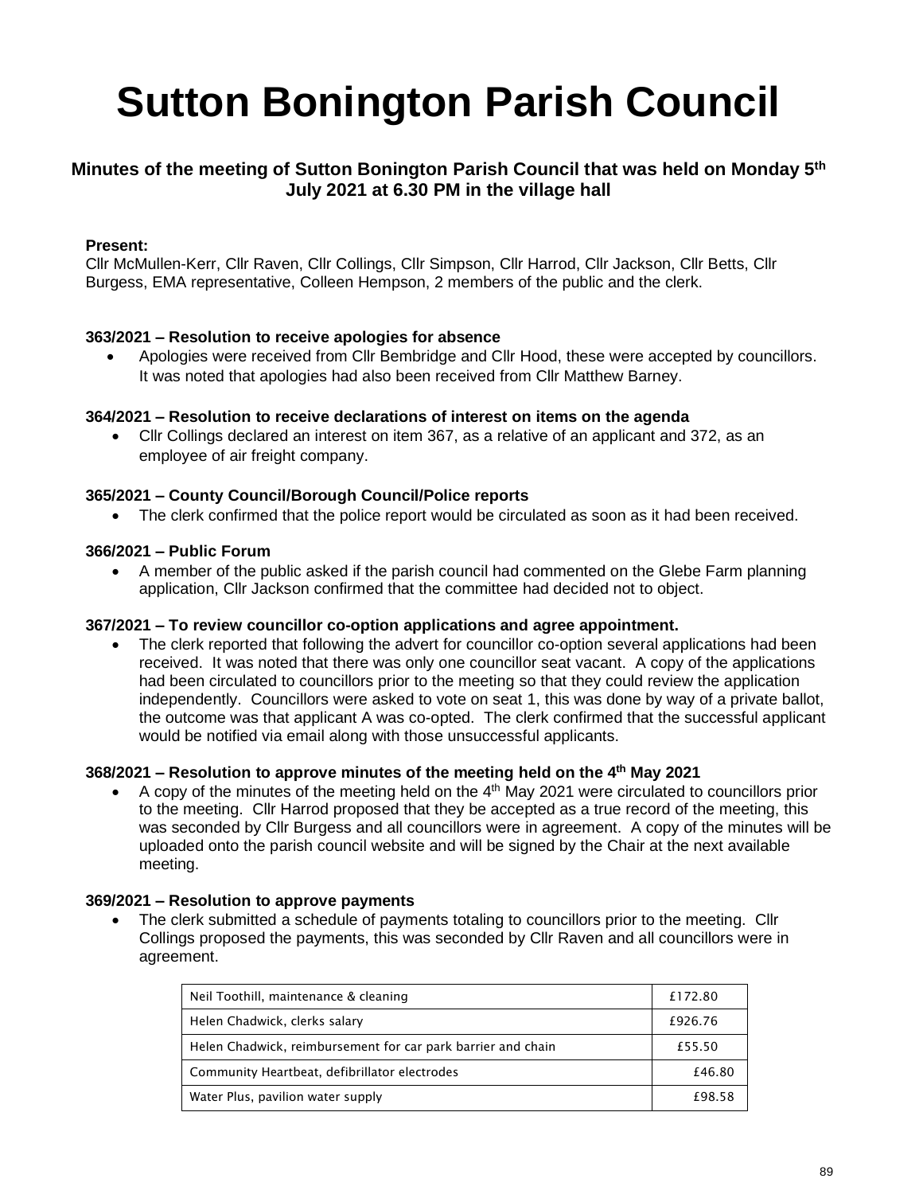# Sutton Bonington Parish Council

### Minutes of the meeting of Sutton Bonington Parish Council that was held on Monday 5th July 2021 at 6.30 PM in the village hall

**Present:**
Cllr McMullen-Kerr, Cllr Raven, Cllr Collings, Cllr Simpson, Cllr Harrod, Cllr Jackson, Cllr Betts, Cllr Burgess, EMA representative, Colleen Hempson, 2 members of the public and the clerk.

**363/2021 – Resolution to receive apologies for absence**

- Apologies were received from Cllr Bembridge and Cllr Hood, these were accepted by councillors. It was noted that apologies had also been received from Cllr Matthew Barney.

**364/2021 – Resolution to receive declarations of interest on items on the agenda**

- Cllr Collings declared an interest on item 367, as a relative of an applicant and 372, as an employee of air freight company.

**365/2021 – County Council/Borough Council/Police reports**

- The clerk confirmed that the police report would be circulated as soon as it had been received.

**366/2021 – Public Forum**

- A member of the public asked if the parish council had commented on the Glebe Farm planning application, Cllr Jackson confirmed that the committee had decided not to object.

**367/2021 – To review councillor co-option applications and agree appointment.**

- The clerk reported that following the advert for councillor co-option several applications had been received. It was noted that there was only one councillor seat vacant. A copy of the applications had been circulated to councillors prior to the meeting so that they could review the application independently. Councillors were asked to vote on seat 1, this was done by way of a private ballot, the outcome was that applicant A was co-opted. The clerk confirmed that the successful applicant would be notified via email along with those unsuccessful applicants.

**368/2021 – Resolution to approve minutes of the meeting held on the 4th May 2021**

- A copy of the minutes of the meeting held on the 4th May 2021 were circulated to councillors prior to the meeting. Cllr Harrod proposed that they be accepted as a true record of the meeting, this was seconded by Cllr Burgess and all councillors were in agreement. A copy of the minutes will be uploaded onto the parish council website and will be signed by the Chair at the next available meeting.

**369/2021 – Resolution to approve payments**

- The clerk submitted a schedule of payments totaling to councillors prior to the meeting. Cllr Collings proposed the payments, this was seconded by Cllr Raven and all councillors were in agreement.

| | |
|---|---|
| Neil Toothill, maintenance & cleaning | £172.80 |
| Helen Chadwick, clerks salary | £926.76 |
| Helen Chadwick, reimbursement for car park barrier and chain | £55.50 |
| Community Heartbeat, defibrillator electrodes | £46.80 |
| Water Plus, pavilion water supply | £98.58 |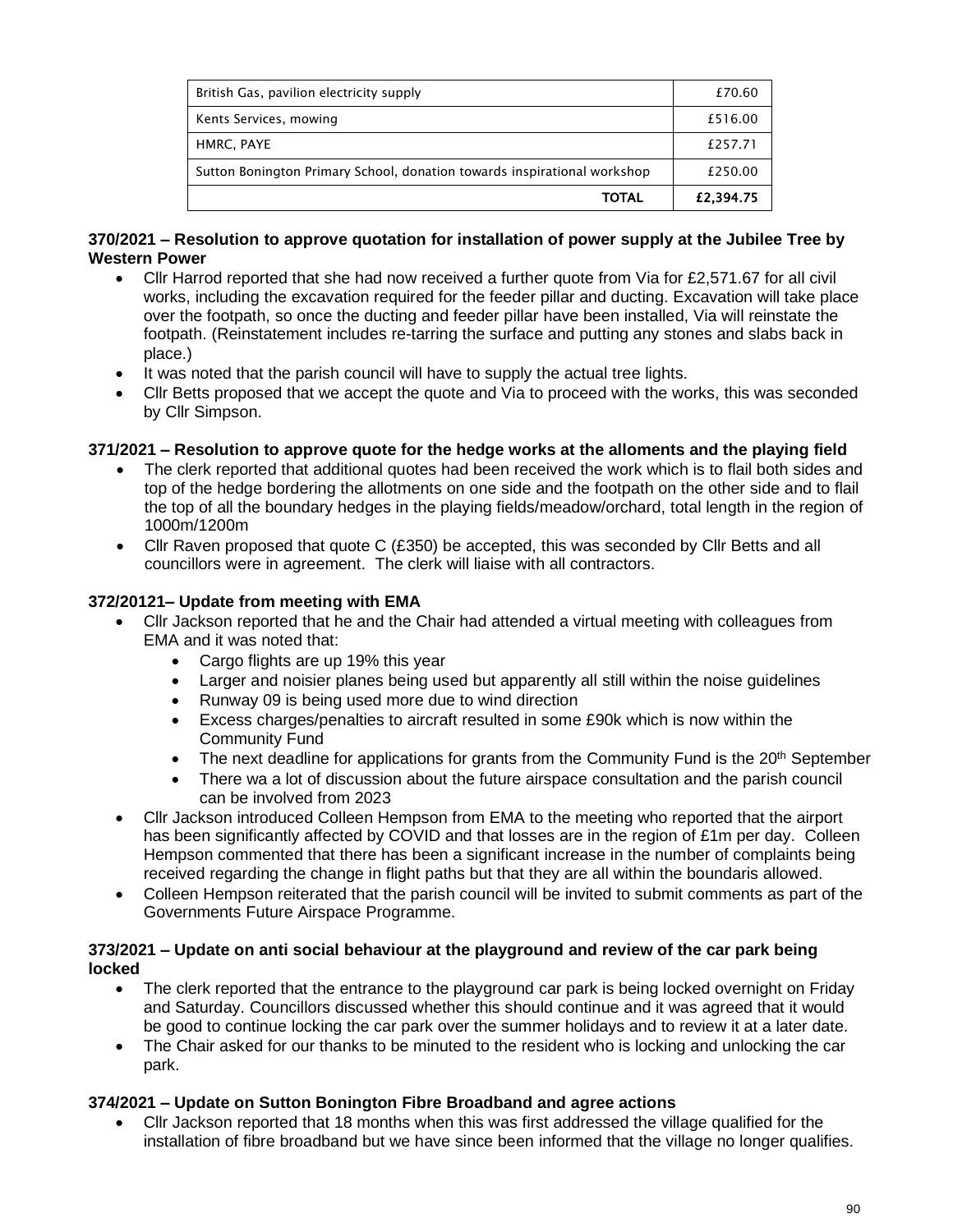| | |
|---|---|
| British Gas, pavilion electricity supply | £70.60 |
| Kents Services, mowing | £516.00 |
| HMRC, PAYE | £257.71 |
| Sutton Bonington Primary School, donation towards inspirational workshop | £250.00 |
| **TOTAL** | **£2,394.75** |

**370/2021 – Resolution to approve quotation for installation of power supply at the Jubilee Tree by Western Power**

- Cllr Harrod reported that she had now received a further quote from Via for £2,571.67 for all civil works, including the excavation required for the feeder pillar and ducting. Excavation will take place over the footpath, so once the ducting and feeder pillar have been installed, Via will reinstate the footpath. (Reinstatement includes re-tarring the surface and putting any stones and slabs back in place.)
- It was noted that the parish council will have to supply the actual tree lights.
- Cllr Betts proposed that we accept the quote and Via to proceed with the works, this was seconded by Cllr Simpson.

**371/2021 – Resolution to approve quote for the hedge works at the alloments and the playing field**

- The clerk reported that additional quotes had been received the work which is to flail both sides and top of the hedge bordering the allotments on one side and the footpath on the other side and to flail the top of all the boundary hedges in the playing fields/meadow/orchard, total length in the region of 1000m/1200m
- Cllr Raven proposed that quote C (£350) be accepted, this was seconded by Cllr Betts and all councillors were in agreement. The clerk will liaise with all contractors.

**372/20121– Update from meeting with EMA**

- Cllr Jackson reported that he and the Chair had attended a virtual meeting with colleagues from EMA and it was noted that:
  - Cargo flights are up 19% this year
  - Larger and noisier planes being used but apparently all still within the noise guidelines
  - Runway 09 is being used more due to wind direction
  - Excess charges/penalties to aircraft resulted in some £90k which is now within the Community Fund
  - The next deadline for applications for grants from the Community Fund is the 20th September
  - There wa a lot of discussion about the future airspace consultation and the parish council can be involved from 2023
- Cllr Jackson introduced Colleen Hempson from EMA to the meeting who reported that the airport has been significantly affected by COVID and that losses are in the region of £1m per day. Colleen Hempson commented that there has been a significant increase in the number of complaints being received regarding the change in flight paths but that they are all within the boundaris allowed.
- Colleen Hempson reiterated that the parish council will be invited to submit comments as part of the Governments Future Airspace Programme.

**373/2021 – Update on anti social behaviour at the playground and review of the car park being locked**

- The clerk reported that the entrance to the playground car park is being locked overnight on Friday and Saturday. Councillors discussed whether this should continue and it was agreed that it would be good to continue locking the car park over the summer holidays and to review it at a later date.
- The Chair asked for our thanks to be minuted to the resident who is locking and unlocking the car park.

**374/2021 – Update on Sutton Bonington Fibre Broadband and agree actions**

- Cllr Jackson reported that 18 months when this was first addressed the village qualified for the installation of fibre broadband but we have since been informed that the village no longer qualifies.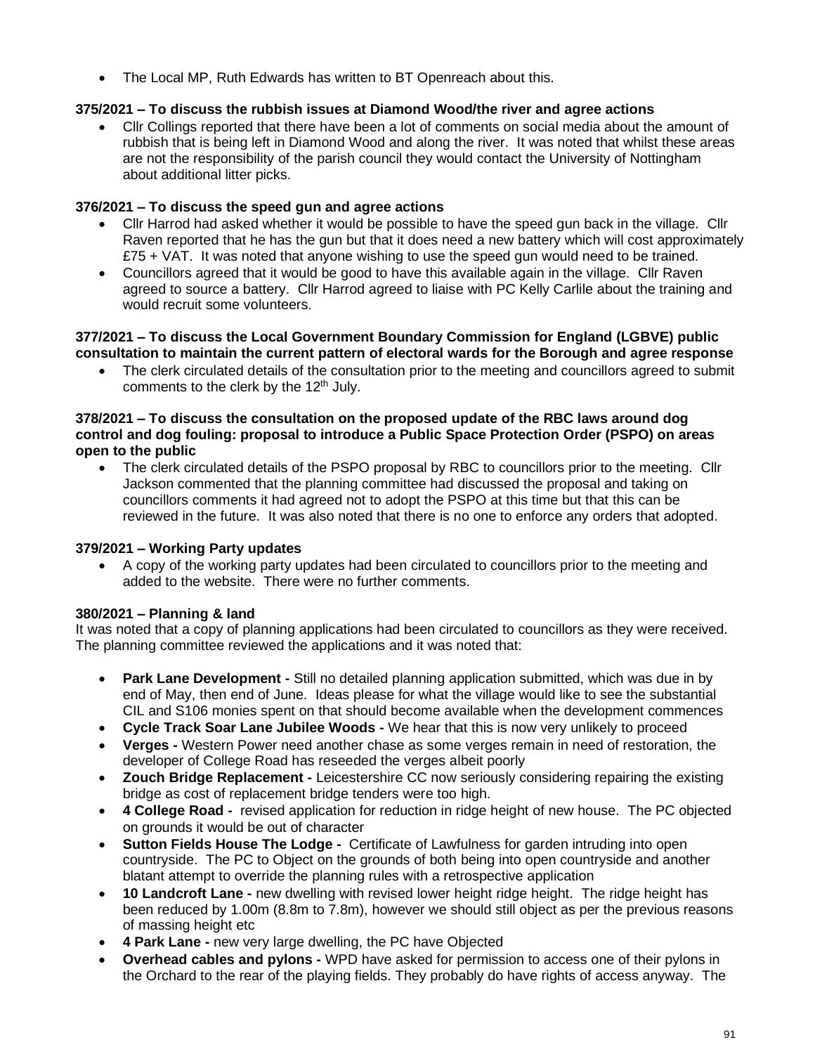- The Local MP, Ruth Edwards has written to BT Openreach about this.

**375/2021 – To discuss the rubbish issues at Diamond Wood/the river and agree actions**

- Cllr Collings reported that there have been a lot of comments on social media about the amount of rubbish that is being left in Diamond Wood and along the river. It was noted that whilst these areas are not the responsibility of the parish council they would contact the University of Nottingham about additional litter picks.

**376/2021 – To discuss the speed gun and agree actions**

- Cllr Harrod had asked whether it would be possible to have the speed gun back in the village. Cllr Raven reported that he has the gun but that it does need a new battery which will cost approximately £75 + VAT. It was noted that anyone wishing to use the speed gun would need to be trained.
- Councillors agreed that it would be good to have this available again in the village. Cllr Raven agreed to source a battery. Cllr Harrod agreed to liaise with PC Kelly Carlile about the training and would recruit some volunteers.

**377/2021 – To discuss the Local Government Boundary Commission for England (LGBVE) public consultation to maintain the current pattern of electoral wards for the Borough and agree response**

- The clerk circulated details of the consultation prior to the meeting and councillors agreed to submit comments to the clerk by the 12th July.

**378/2021 – To discuss the consultation on the proposed update of the RBC laws around dog control and dog fouling: proposal to introduce a Public Space Protection Order (PSPO) on areas open to the public**

- The clerk circulated details of the PSPO proposal by RBC to councillors prior to the meeting. Cllr Jackson commented that the planning committee had discussed the proposal and taking on councillors comments it had agreed not to adopt the PSPO at this time but that this can be reviewed in the future. It was also noted that there is no one to enforce any orders that adopted.

**379/2021 – Working Party updates**

- A copy of the working party updates had been circulated to councillors prior to the meeting and added to the website. There were no further comments.

**380/2021 – Planning & land**

It was noted that a copy of planning applications had been circulated to councillors as they were received. The planning committee reviewed the applications and it was noted that:

- **Park Lane Development -** Still no detailed planning application submitted, which was due in by end of May, then end of June. Ideas please for what the village would like to see the substantial CIL and S106 monies spent on that should become available when the development commences
- **Cycle Track Soar Lane Jubilee Woods -** We hear that this is now very unlikely to proceed
- **Verges -** Western Power need another chase as some verges remain in need of restoration, the developer of College Road has reseeded the verges albeit poorly
- **Zouch Bridge Replacement -** Leicestershire CC now seriously considering repairing the existing bridge as cost of replacement bridge tenders were too high.
- **4 College Road -** revised application for reduction in ridge height of new house. The PC objected on grounds it would be out of character
- **Sutton Fields House The Lodge -** Certificate of Lawfulness for garden intruding into open countryside. The PC to Object on the grounds of both being into open countryside and another blatant attempt to override the planning rules with a retrospective application
- **10 Landcroft Lane -** new dwelling with revised lower height ridge height. The ridge height has been reduced by 1.00m (8.8m to 7.8m), however we should still object as per the previous reasons of massing height etc
- **4 Park Lane -** new very large dwelling, the PC have Objected
- **Overhead cables and pylons -** WPD have asked for permission to access one of their pylons in the Orchard to the rear of the playing fields. They probably do have rights of access anyway. The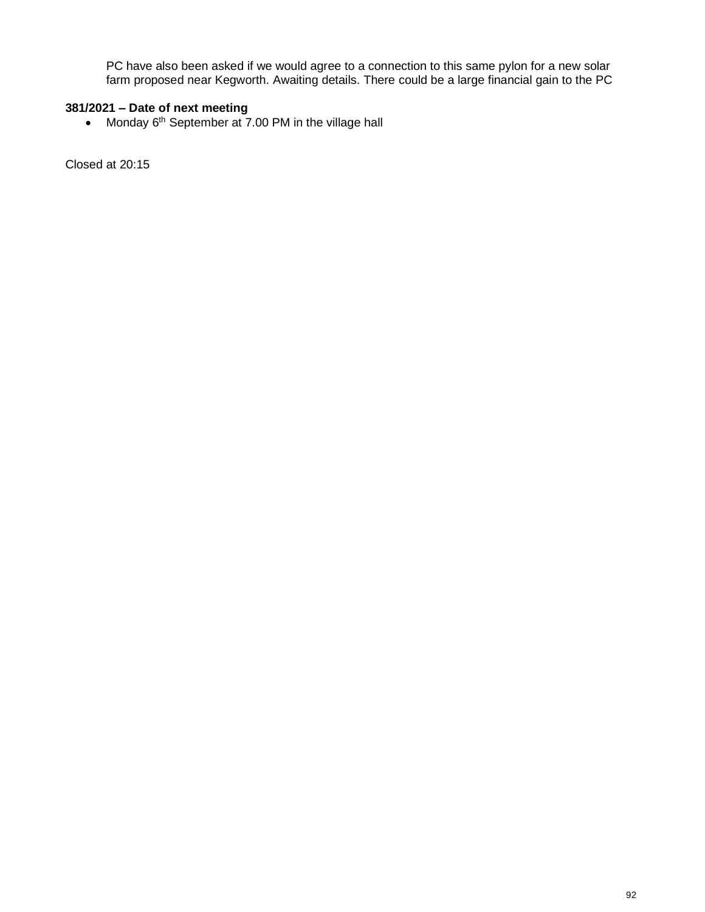PC have also been asked if we would agree to a connection to this same pylon for a new solar farm proposed near Kegworth. Awaiting details. There could be a large financial gain to the PC

**381/2021 – Date of next meeting**

- Monday 6th September at 7.00 PM in the village hall

Closed at 20:15